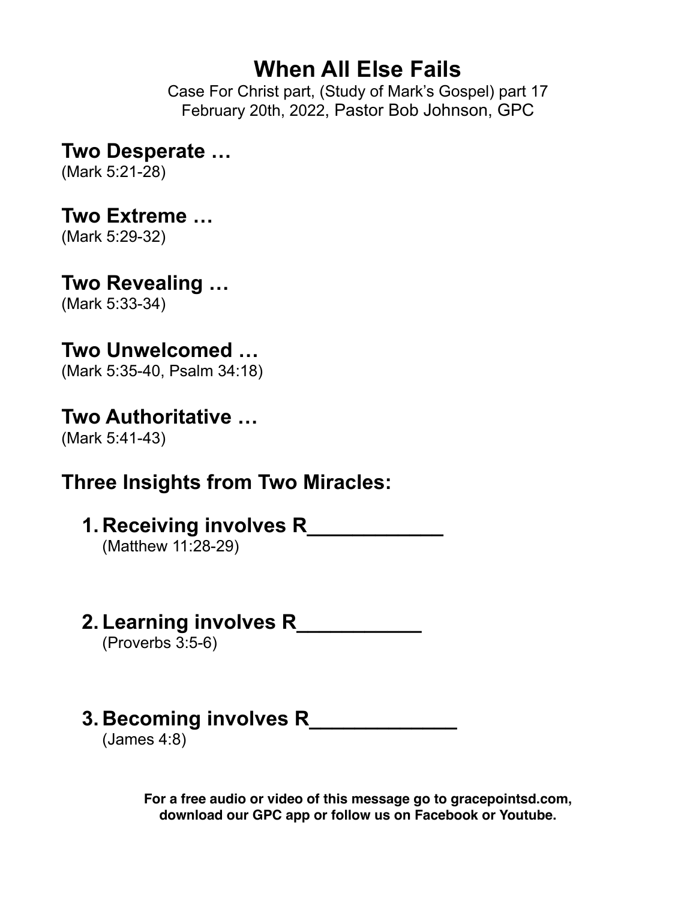# When All Else Fails

Case For Christ part, (Study of Mark's Gospel) part 17
February 20th, 2022, Pastor Bob Johnson, GPC

## Two Desperate …

(Mark 5:21-28)

## Two Extreme …

(Mark 5:29-32)

## Two Revealing …

(Mark 5:33-34)

## Two Unwelcomed …

(Mark 5:35-40, Psalm 34:18)

## Two Authoritative …

(Mark 5:41-43)

## Three Insights from Two Miracles:

1. **Receiving involves R____________**
   (Matthew 11:28-29)

2. **Learning involves R___________**
   (Proverbs 3:5-6)

3. **Becoming involves R_____________**
   (James 4:8)

**For a free audio or video of this message go to gracepointsd.com, download our GPC app or follow us on Facebook or Youtube.**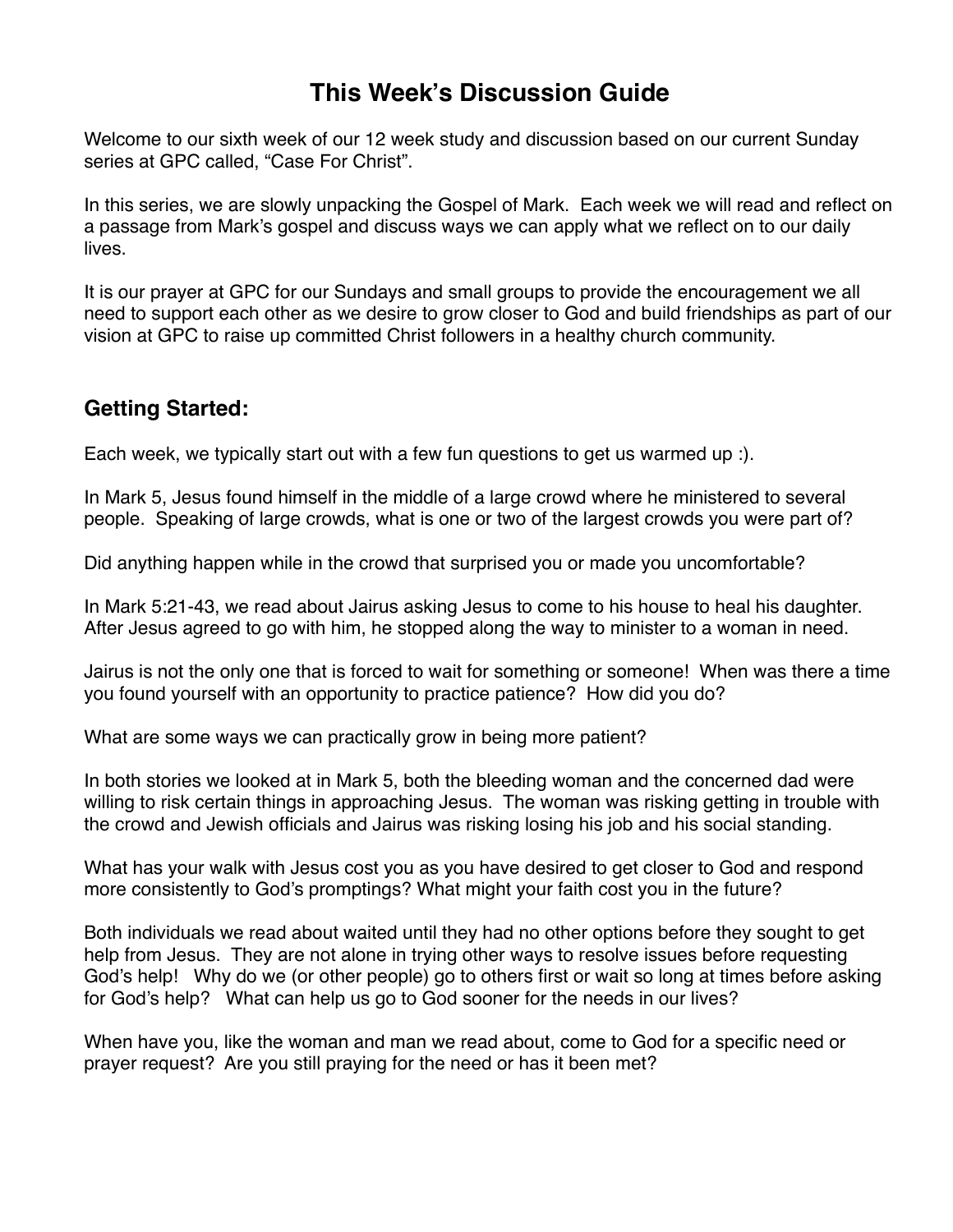# This Week's Discussion Guide

Welcome to our sixth week of our 12 week study and discussion based on our current Sunday series at GPC called, "Case For Christ".

In this series, we are slowly unpacking the Gospel of Mark. Each week we will read and reflect on a passage from Mark's gospel and discuss ways we can apply what we reflect on to our daily lives.

It is our prayer at GPC for our Sundays and small groups to provide the encouragement we all need to support each other as we desire to grow closer to God and build friendships as part of our vision at GPC to raise up committed Christ followers in a healthy church community.

## Getting Started:

Each week, we typically start out with a few fun questions to get us warmed up :).

In Mark 5, Jesus found himself in the middle of a large crowd where he ministered to several people. Speaking of large crowds, what is one or two of the largest crowds you were part of?

Did anything happen while in the crowd that surprised you or made you uncomfortable?

In Mark 5:21-43, we read about Jairus asking Jesus to come to his house to heal his daughter. After Jesus agreed to go with him, he stopped along the way to minister to a woman in need.

Jairus is not the only one that is forced to wait for something or someone! When was there a time you found yourself with an opportunity to practice patience? How did you do?

What are some ways we can practically grow in being more patient?

In both stories we looked at in Mark 5, both the bleeding woman and the concerned dad were willing to risk certain things in approaching Jesus. The woman was risking getting in trouble with the crowd and Jewish officials and Jairus was risking losing his job and his social standing.

What has your walk with Jesus cost you as you have desired to get closer to God and respond more consistently to God's promptings? What might your faith cost you in the future?

Both individuals we read about waited until they had no other options before they sought to get help from Jesus. They are not alone in trying other ways to resolve issues before requesting God's help! Why do we (or other people) go to others first or wait so long at times before asking for God's help? What can help us go to God sooner for the needs in our lives?

When have you, like the woman and man we read about, come to God for a specific need or prayer request? Are you still praying for the need or has it been met?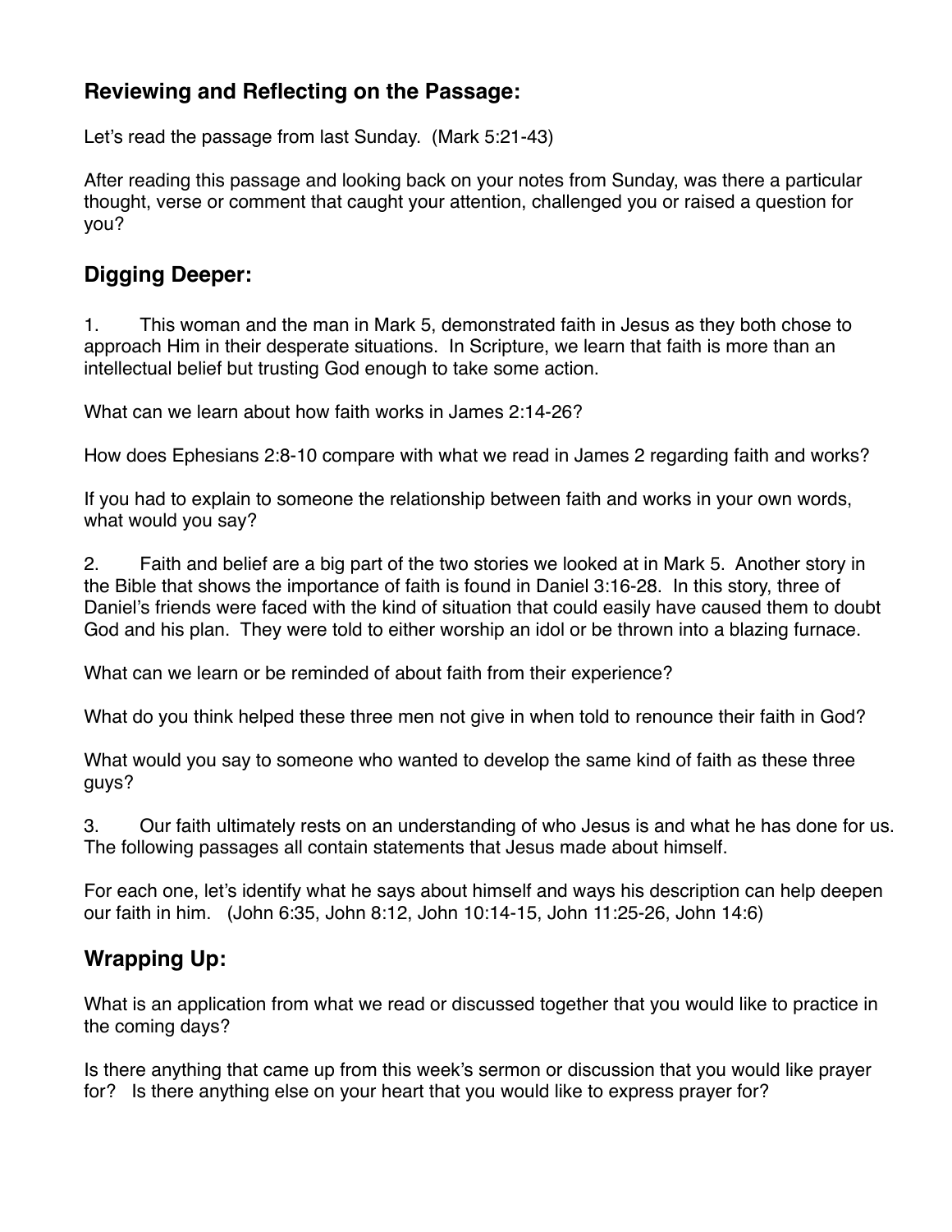## Reviewing and Reflecting on the Passage:

Let's read the passage from last Sunday. (Mark 5:21-43)

After reading this passage and looking back on your notes from Sunday, was there a particular thought, verse or comment that caught your attention, challenged you or raised a question for you?

## Digging Deeper:

1. This woman and the man in Mark 5, demonstrated faith in Jesus as they both chose to approach Him in their desperate situations. In Scripture, we learn that faith is more than an intellectual belief but trusting God enough to take some action.

What can we learn about how faith works in James 2:14-26?

How does Ephesians 2:8-10 compare with what we read in James 2 regarding faith and works?

If you had to explain to someone the relationship between faith and works in your own words, what would you say?

2. Faith and belief are a big part of the two stories we looked at in Mark 5. Another story in the Bible that shows the importance of faith is found in Daniel 3:16-28. In this story, three of Daniel's friends were faced with the kind of situation that could easily have caused them to doubt God and his plan. They were told to either worship an idol or be thrown into a blazing furnace.

What can we learn or be reminded of about faith from their experience?

What do you think helped these three men not give in when told to renounce their faith in God?

What would you say to someone who wanted to develop the same kind of faith as these three guys?

3. Our faith ultimately rests on an understanding of who Jesus is and what he has done for us. The following passages all contain statements that Jesus made about himself.

For each one, let's identify what he says about himself and ways his description can help deepen our faith in him. (John 6:35, John 8:12, John 10:14-15, John 11:25-26, John 14:6)

## Wrapping Up:

What is an application from what we read or discussed together that you would like to practice in the coming days?

Is there anything that came up from this week's sermon or discussion that you would like prayer for? Is there anything else on your heart that you would like to express prayer for?